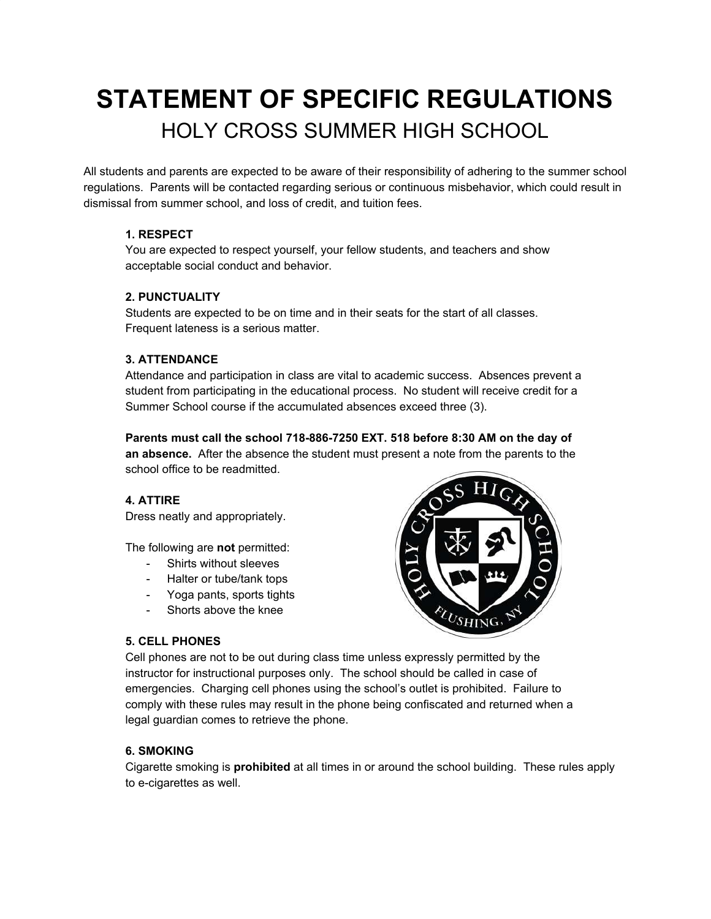# STATEMENT OF SPECIFIC REGULATIONS

## HOLY CROSS SUMMER HIGH SCHOOL

All students and parents are expected to be aware of their responsibility of adhering to the summer school regulations. Parents will be contacted regarding serious or continuous misbehavior, which could result in dismissal from summer school, and loss of credit, and tuition fees.

**1. RESPECT**
You are expected to respect yourself, your fellow students, and teachers and show acceptable social conduct and behavior.

**2. PUNCTUALITY**
Students are expected to be on time and in their seats for the start of all classes. Frequent lateness is a serious matter.

**3. ATTENDANCE**
Attendance and participation in class are vital to academic success. Absences prevent a student from participating in the educational process. No student will receive credit for a Summer School course if the accumulated absences exceed three (3).

**Parents must call the school 718-886-7250 EXT. 518 before 8:30 AM on the day of an absence.** After the absence the student must present a note from the parents to the school office to be readmitted.

**4. ATTIRE**
Dress neatly and appropriately.

The following are **not** permitted:

- Shirts without sleeves
- Halter or tube/tank tops
- Yoga pants, sports tights
- Shorts above the knee

**5. CELL PHONES**
Cell phones are not to be out during class time unless expressly permitted by the instructor for instructional purposes only. The school should be called in case of emergencies. Charging cell phones using the school's outlet is prohibited. Failure to comply with these rules may result in the phone being confiscated and returned when a legal guardian comes to retrieve the phone.

**6. SMOKING**
Cigarette smoking is **prohibited** at all times in or around the school building. These rules apply to e-cigarettes as well.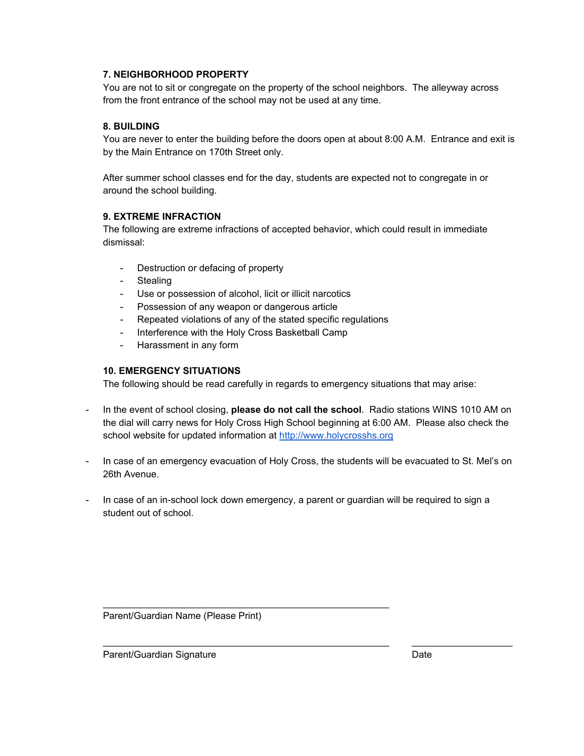**7. NEIGHBORHOOD PROPERTY**

You are not to sit or congregate on the property of the school neighbors. The alleyway across from the front entrance of the school may not be used at any time.

**8. BUILDING**

You are never to enter the building before the doors open at about 8:00 A.M. Entrance and exit is by the Main Entrance on 170th Street only.

After summer school classes end for the day, students are expected not to congregate in or around the school building.

**9. EXTREME INFRACTION**

The following are extreme infractions of accepted behavior, which could result in immediate dismissal:

- Destruction or defacing of property
- Stealing
- Use or possession of alcohol, licit or illicit narcotics
- Possession of any weapon or dangerous article
- Repeated violations of any of the stated specific regulations
- Interference with the Holy Cross Basketball Camp
- Harassment in any form

**10. EMERGENCY SITUATIONS**

The following should be read carefully in regards to emergency situations that may arise:

- In the event of school closing, **please do not call the school**. Radio stations WINS 1010 AM on the dial will carry news for Holy Cross High School beginning at 6:00 AM. Please also check the school website for updated information at http://www.holycrosshs.org
- In case of an emergency evacuation of Holy Cross, the students will be evacuated to St. Mel's on 26th Avenue.
- In case of an in-school lock down emergency, a parent or guardian will be required to sign a student out of school.

\_\_\_\_\_\_\_\_\_\_\_\_\_\_\_\_\_\_\_\_\_\_\_\_\_\_\_\_\_\_\_\_\_\_\_\_\_\_\_\_\_\_\_\_\_\_\_\_

Parent/Guardian Name (Please Print)

\_\_\_\_\_\_\_\_\_\_\_\_\_\_\_\_\_\_\_\_\_\_\_\_\_\_\_\_\_\_\_\_\_\_\_\_\_\_\_\_\_\_\_\_\_\_\_\_ \_\_\_\_\_\_\_\_\_\_\_\_\_\_\_\_\_\_

Parent/Guardian Signature Date